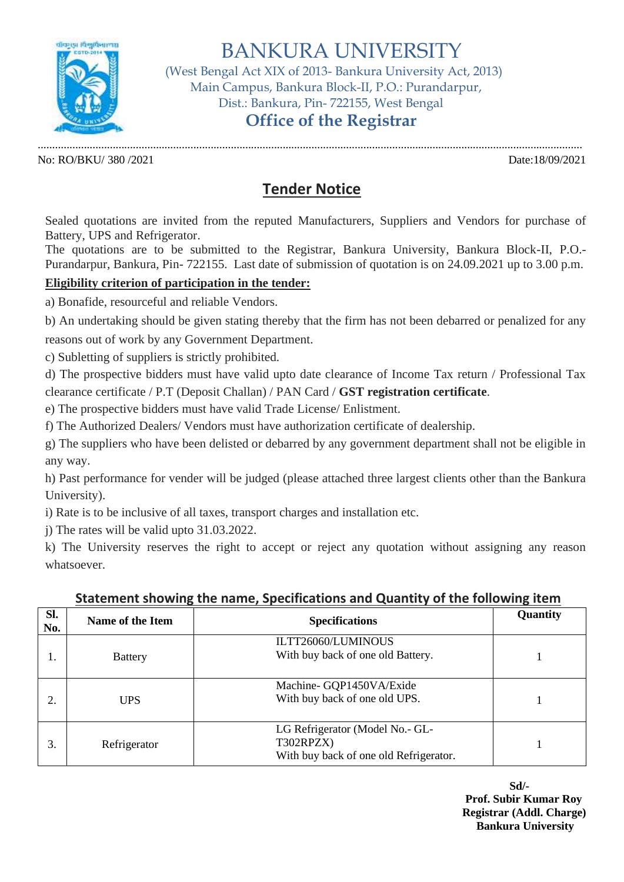# BANKURA UNIVERSITY

(West Bengal Act XIX of 2013- Bankura University Act, 2013)
Main Campus, Bankura Block-II, P.O.: Purandarpur,
Dist.: Bankura, Pin- 722155, West Bengal

## Office of the Registrar

No: RO/BKU/ 380 /2021 Date:18/09/2021

## Tender Notice

Sealed quotations are invited from the reputed Manufacturers, Suppliers and Vendors for purchase of Battery, UPS and Refrigerator.
The quotations are to be submitted to the Registrar, Bankura University, Bankura Block-II, P.O.- Purandarpur, Bankura, Pin- 722155. Last date of submission of quotation is on 24.09.2021 up to 3.00 p.m.

**Eligibility criterion of participation in the tender:**

a) Bonafide, resourceful and reliable Vendors.

b) An undertaking should be given stating thereby that the firm has not been debarred or penalized for any reasons out of work by any Government Department.

c) Subletting of suppliers is strictly prohibited.

d) The prospective bidders must have valid upto date clearance of Income Tax return / Professional Tax clearance certificate / P.T (Deposit Challan) / PAN Card / **GST registration certificate**.

e) The prospective bidders must have valid Trade License/ Enlistment.

f) The Authorized Dealers/ Vendors must have authorization certificate of dealership.

g) The suppliers who have been delisted or debarred by any government department shall not be eligible in any way.

h) Past performance for vender will be judged (please attached three largest clients other than the Bankura University).

i) Rate is to be inclusive of all taxes, transport charges and installation etc.

j) The rates will be valid upto 31.03.2022.

k) The University reserves the right to accept or reject any quotation without assigning any reason whatsoever.

**Statement showing the name, Specifications and Quantity of the following item**

| Sl. No. | Name of the Item | Specifications | Quantity |
|---|---|---|---|
| 1. | Battery | ILTT26060/LUMINOUS<br>With buy back of one old Battery. | 1 |
| 2. | UPS | Machine- GQP1450VA/Exide<br>With buy back of one old UPS. | 1 |
| 3. | Refrigerator | LG Refrigerator (Model No.- GL-T302RPZX)<br>With buy back of one old Refrigerator. | 1 |

**Sd/-**
**Prof. Subir Kumar Roy**
**Registrar (Addl. Charge)**
**Bankura University**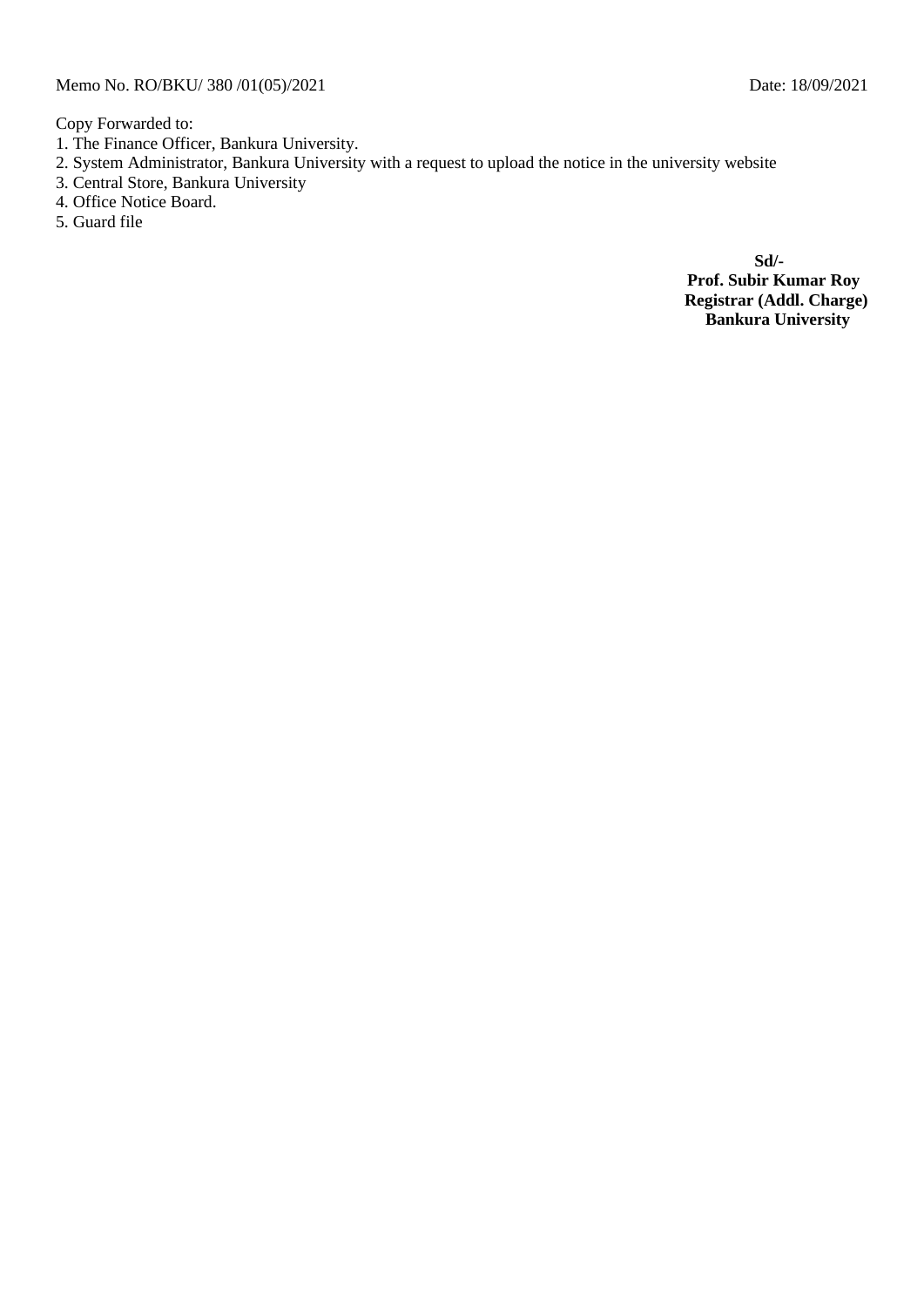Memo No. RO/BKU/ 380 /01(05)/2021 Date: 18/09/2021

Copy Forwarded to:

1. The Finance Officer, Bankura University.
2. System Administrator, Bankura University with a request to upload the notice in the university website
3. Central Store, Bankura University
4. Office Notice Board.
5. Guard file

**Sd/-**
**Prof. Subir Kumar Roy**
**Registrar (Addl. Charge)**
**Bankura University**